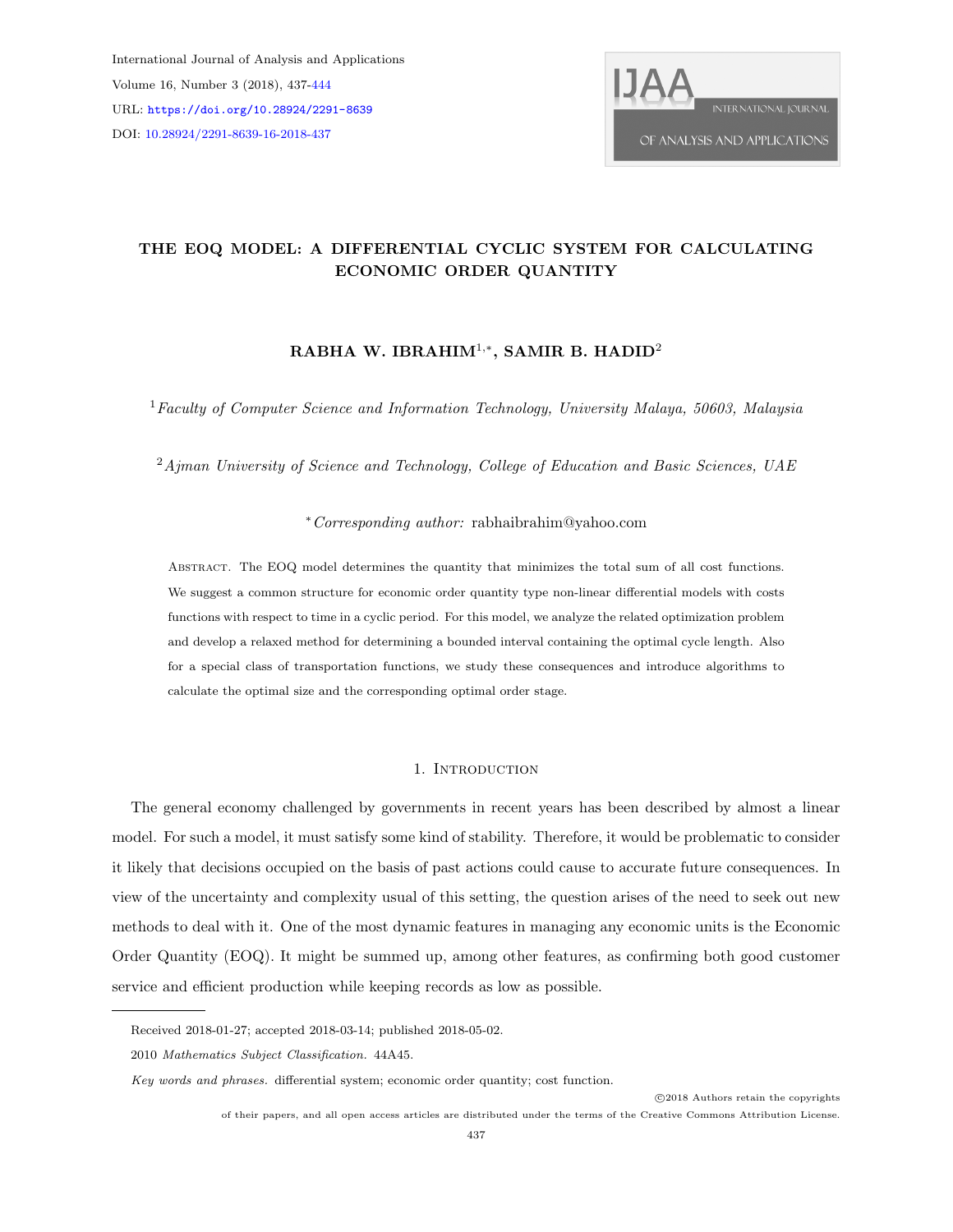# THE EOQ MODEL: A DIFFERENTIAL CYCLIC SYSTEM FOR CALCULATING ECONOMIC ORDER QUANTITY

**RABHA W. IBRAHIM[1,*], SAMIR B. HADID[2]**

[1] *Faculty of Computer Science and Information Technology, University Malaya, 50603, Malaysia*

[2] *Ajman University of Science and Technology, College of Education and Basic Sciences, UAE*

[*] *Corresponding author:* rabhaibrahim@yahoo.com

Abstract. The EOQ model determines the quantity that minimizes the total sum of all cost functions. We suggest a common structure for economic order quantity type non-linear differential models with costs functions with respect to time in a cyclic period. For this model, we analyze the related optimization problem and develop a relaxed method for determining a bounded interval containing the optimal cycle length. Also for a special class of transportation functions, we study these consequences and introduce algorithms to calculate the optimal size and the corresponding optimal order stage.

## 1. Introduction

The general economy challenged by governments in recent years has been described by almost a linear model. For such a model, it must satisfy some kind of stability. Therefore, it would be problematic to consider it likely that decisions occupied on the basis of past actions could cause to accurate future consequences. In view of the uncertainty and complexity usual of this setting, the question arises of the need to seek out new methods to deal with it. One of the most dynamic features in managing any economic units is the Economic Order Quantity (EOQ). It might be summed up, among other features, as confirming both good customer service and efficient production while keeping records as low as possible.

---

Received 2018-01-27; accepted 2018-03-14; published 2018-05-02.

2010 *Mathematics Subject Classification.* 44A45.

*Key words and phrases.* differential system; economic order quantity; cost function.

©2018 Authors retain the copyrights of their papers, and all open access articles are distributed under the terms of the Creative Commons Attribution License.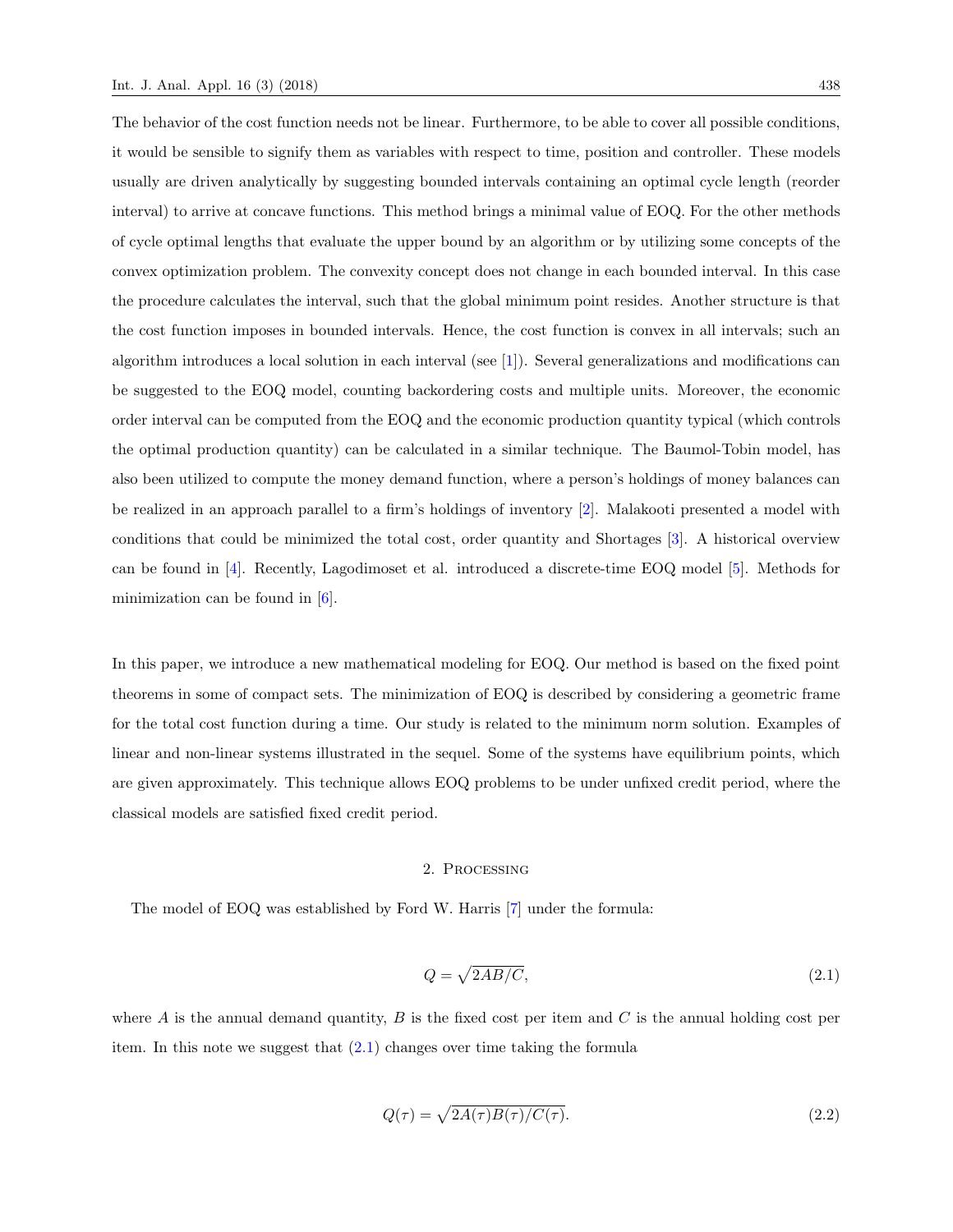The behavior of the cost function needs not be linear. Furthermore, to be able to cover all possible conditions, it would be sensible to signify them as variables with respect to time, position and controller. These models usually are driven analytically by suggesting bounded intervals containing an optimal cycle length (reorder interval) to arrive at concave functions. This method brings a minimal value of EOQ. For the other methods of cycle optimal lengths that evaluate the upper bound by an algorithm or by utilizing some concepts of the convex optimization problem. The convexity concept does not change in each bounded interval. In this case the procedure calculates the interval, such that the global minimum point resides. Another structure is that the cost function imposes in bounded intervals. Hence, the cost function is convex in all intervals; such an algorithm introduces a local solution in each interval (see [1]). Several generalizations and modifications can be suggested to the EOQ model, counting backordering costs and multiple units. Moreover, the economic order interval can be computed from the EOQ and the economic production quantity typical (which controls the optimal production quantity) can be calculated in a similar technique. The Baumol-Tobin model, has also been utilized to compute the money demand function, where a person's holdings of money balances can be realized in an approach parallel to a firm's holdings of inventory [2]. Malakooti presented a model with conditions that could be minimized the total cost, order quantity and Shortages [3]. A historical overview can be found in [4]. Recently, Lagodimoset et al. introduced a discrete-time EOQ model [5]. Methods for minimization can be found in [6].

In this paper, we introduce a new mathematical modeling for EOQ. Our method is based on the fixed point theorems in some of compact sets. The minimization of EOQ is described by considering a geometric frame for the total cost function during a time. Our study is related to the minimum norm solution. Examples of linear and non-linear systems illustrated in the sequel. Some of the systems have equilibrium points, which are given approximately. This technique allows EOQ problems to be under unfixed credit period, where the classical models are satisfied fixed credit period.

## 2. Processing

The model of EOQ was established by Ford W. Harris [7] under the formula:

$$Q = \sqrt{2AB/C}, \tag{2.1}$$

where $A$ is the annual demand quantity, $B$ is the fixed cost per item and $C$ is the annual holding cost per item. In this note we suggest that (2.1) changes over time taking the formula

$$Q(\tau) = \sqrt{2A(\tau)B(\tau)/C(\tau)}. \tag{2.2}$$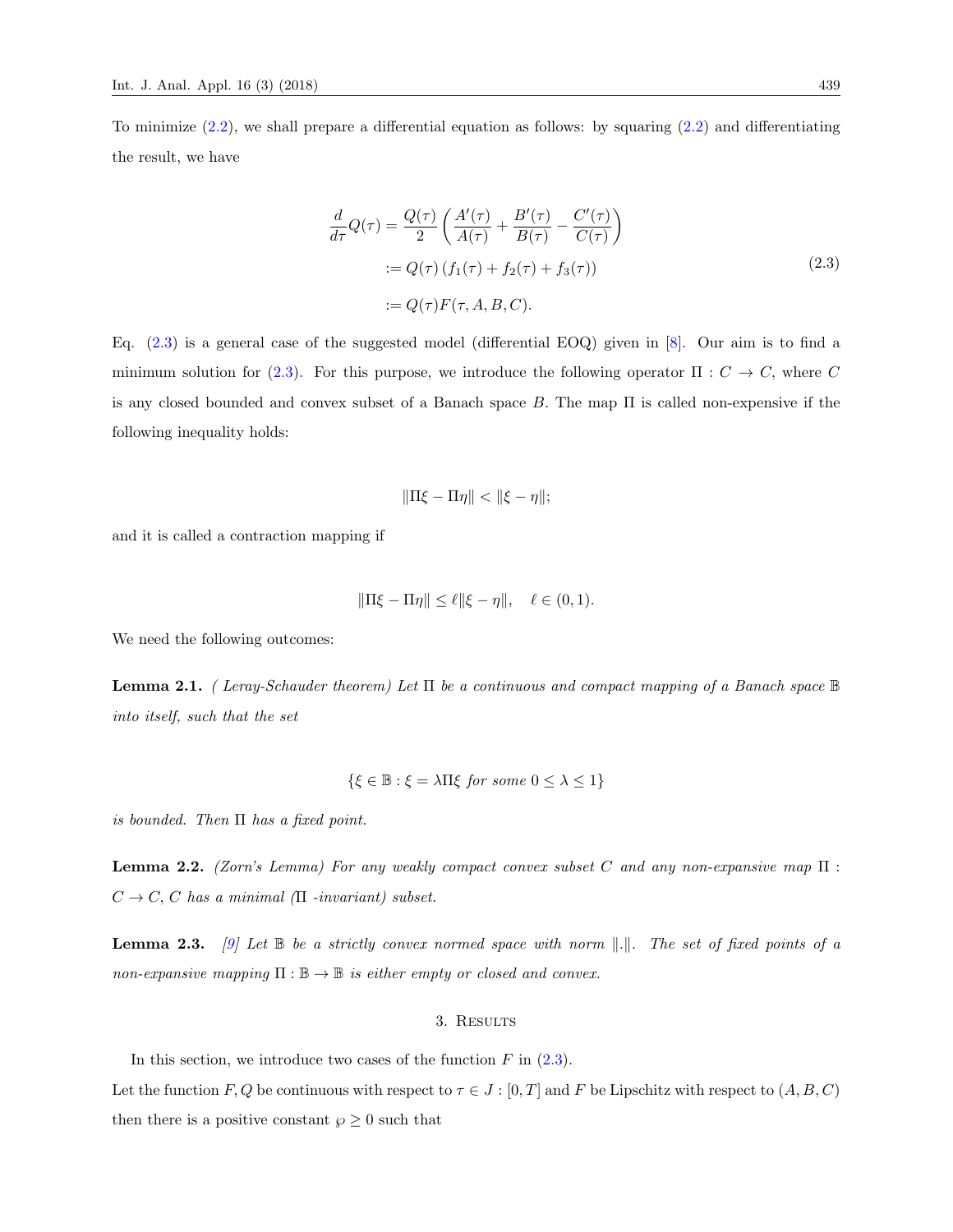To minimize (2.2), we shall prepare a differential equation as follows: by squaring (2.2) and differentiating the result, we have

$$
\begin{aligned}
\frac{d}{d\tau}Q(\tau) &= \frac{Q(\tau)}{2}\left(\frac{A'(\tau)}{A(\tau)} + \frac{B'(\tau)}{B(\tau)} - \frac{C'(\tau)}{C(\tau)}\right) \\
&:= Q(\tau)\left(f_1(\tau) + f_2(\tau) + f_3(\tau)\right) \\
&:= Q(\tau)F(\tau, A, B, C).
\end{aligned} \tag{2.3}
$$

Eq. (2.3) is a general case of the suggested model (differential EOQ) given in [8]. Our aim is to find a minimum solution for (2.3). For this purpose, we introduce the following operator $\Pi : C \to C$, where $C$ is any closed bounded and convex subset of a Banach space $B$. The map $\Pi$ is called non-expensive if the following inequality holds:

$$\|\Pi\xi - \Pi\eta\| < \|\xi - \eta\|;$$

and it is called a contraction mapping if

$$\|\Pi\xi - \Pi\eta\| \leq \ell\|\xi - \eta\|, \quad \ell \in (0, 1).$$

We need the following outcomes:

**Lemma 2.1.** *( Leray-Schauder theorem) Let $\Pi$ be a continuous and compact mapping of a Banach space $\mathbb{B}$ into itself, such that the set*

$$\{\xi \in \mathbb{B} : \xi = \lambda\Pi\xi \text{ for some } 0 \leq \lambda \leq 1\}$$

*is bounded. Then $\Pi$ has a fixed point.*

**Lemma 2.2.** *(Zorn's Lemma) For any weakly compact convex subset $C$ and any non-expansive map $\Pi : C \to C$, $C$ has a minimal ($\Pi$ -invariant) subset.*

**Lemma 2.3.** *[9] Let $\mathbb{B}$ be a strictly convex normed space with norm $\|.\|$. The set of fixed points of a non-expansive mapping $\Pi : \mathbb{B} \to \mathbb{B}$ is either empty or closed and convex.*

## 3. Results

In this section, we introduce two cases of the function $F$ in (2.3).

Let the function $F, Q$ be continuous with respect to $\tau \in J : [0, T]$ and $F$ be Lipschitz with respect to $(A, B, C)$ then there is a positive constant $\wp \geq 0$ such that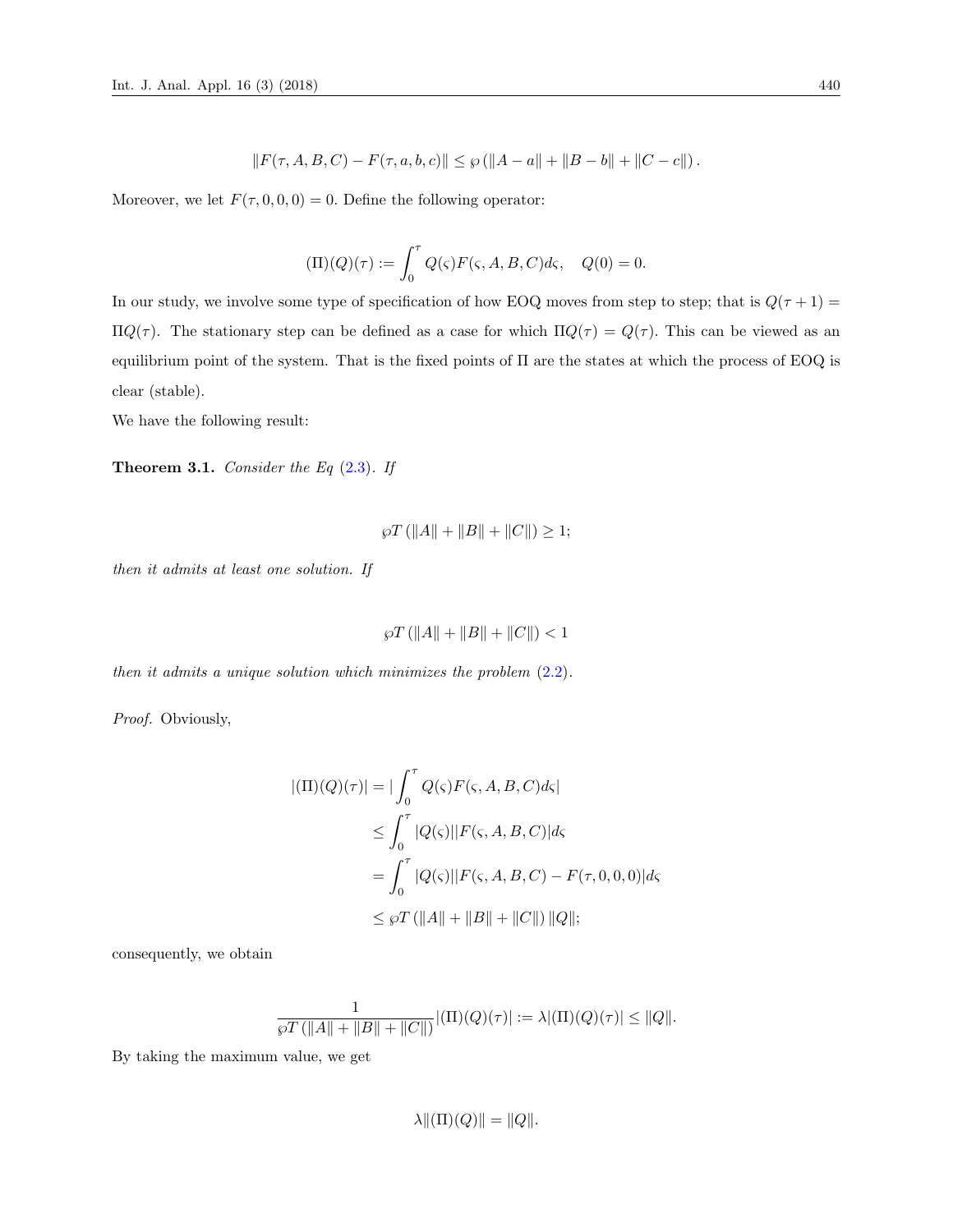$$\|F(\tau, A, B, C) - F(\tau, a, b, c)\| \leq \wp \left( \|A - a\| + \|B - b\| + \|C - c\| \right).$$

Moreover, we let $F(\tau, 0, 0, 0) = 0$. Define the following operator:

$$(\Pi)(Q)(\tau) := \int_0^\tau Q(\varsigma) F(\varsigma, A, B, C) d\varsigma, \quad Q(0) = 0.$$

In our study, we involve some type of specification of how EOQ moves from step to step; that is $Q(\tau + 1) = \Pi Q(\tau)$. The stationary step can be defined as a case for which $\Pi Q(\tau) = Q(\tau)$. This can be viewed as an equilibrium point of the system. That is the fixed points of $\Pi$ are the states at which the process of EOQ is clear (stable).

We have the following result:

**Theorem 3.1.** *Consider the Eq (2.3). If*

$$\wp T \left( \|A\| + \|B\| + \|C\| \right) \geq 1;$$

*then it admits at least one solution. If*

$$\wp T \left( \|A\| + \|B\| + \|C\| \right) < 1$$

*then it admits a unique solution which minimizes the problem (2.2).*

*Proof.* Obviously,

$$\begin{aligned}
|(\Pi)(Q)(\tau)| &= |\int_0^\tau Q(\varsigma) F(\varsigma, A, B, C) d\varsigma| \\
&\leq \int_0^\tau |Q(\varsigma)| |F(\varsigma, A, B, C)| d\varsigma \\
&= \int_0^\tau |Q(\varsigma)| |F(\varsigma, A, B, C) - F(\tau, 0, 0, 0)| d\varsigma \\
&\leq \wp T \left( \|A\| + \|B\| + \|C\| \right) \|Q\|;
\end{aligned}$$

consequently, we obtain

$$\frac{1}{\wp T \left( \|A\| + \|B\| + \|C\| \right)} |(\Pi)(Q)(\tau)| := \lambda |(\Pi)(Q)(\tau)| \leq \|Q\|.$$

By taking the maximum value, we get

$$\lambda \|(\Pi)(Q)\| = \|Q\|.$$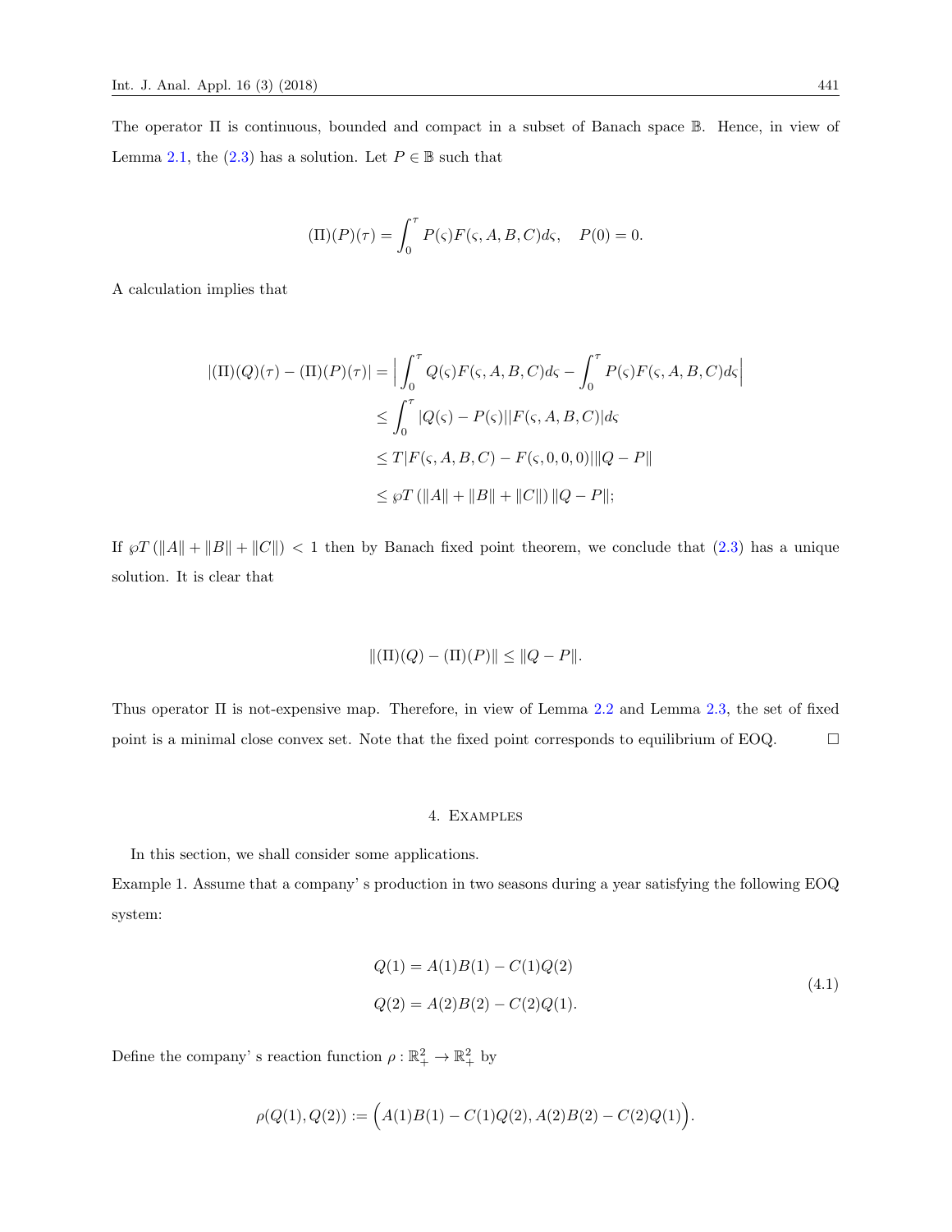The operator $\Pi$ is continuous, bounded and compact in a subset of Banach space $\mathbb{B}$. Hence, in view of Lemma 2.1, the (2.3) has a solution. Let $P \in \mathbb{B}$ such that

$$(\Pi)(P)(\tau) = \int_0^\tau P(\varsigma)F(\varsigma, A, B, C)d\varsigma, \quad P(0) = 0.$$

A calculation implies that

$$\begin{aligned}
|(\Pi)(Q)(\tau) - (\Pi)(P)(\tau)| &= \Big| \int_0^\tau Q(\varsigma)F(\varsigma, A, B, C)d\varsigma - \int_0^\tau P(\varsigma)F(\varsigma, A, B, C)d\varsigma \Big| \\
&\leq \int_0^\tau |Q(\varsigma) - P(\varsigma)||F(\varsigma, A, B, C)|d\varsigma \\
&\leq T|F(\varsigma, A, B, C) - F(\varsigma, 0, 0, 0)|\|Q - P\| \\
&\leq \wp T \left(\|A\| + \|B\| + \|C\|\right) \|Q - P\|;
\end{aligned}$$

If $\wp T \left(\|A\| + \|B\| + \|C\|\right) < 1$ then by Banach fixed point theorem, we conclude that (2.3) has a unique solution. It is clear that

$$\|(\Pi)(Q) - (\Pi)(P)\| \leq \|Q - P\|.$$

Thus operator $\Pi$ is not-expensive map. Therefore, in view of Lemma 2.2 and Lemma 2.3, the set of fixed point is a minimal close convex set. Note that the fixed point corresponds to equilibrium of EOQ. $\square$

## 4. Examples

In this section, we shall consider some applications.

Example 1. Assume that a company' s production in two seasons during a year satisfying the following EOQ system:

$$\begin{aligned}
Q(1) &= A(1)B(1) - C(1)Q(2) \\
Q(2) &= A(2)B(2) - C(2)Q(1).
\end{aligned} \tag{4.1}$$

Define the company' s reaction function $\rho : \mathbb{R}^2_+ \to \mathbb{R}^2_+$ by

$$\rho(Q(1), Q(2)) := \Big(A(1)B(1) - C(1)Q(2), A(2)B(2) - C(2)Q(1)\Big).$$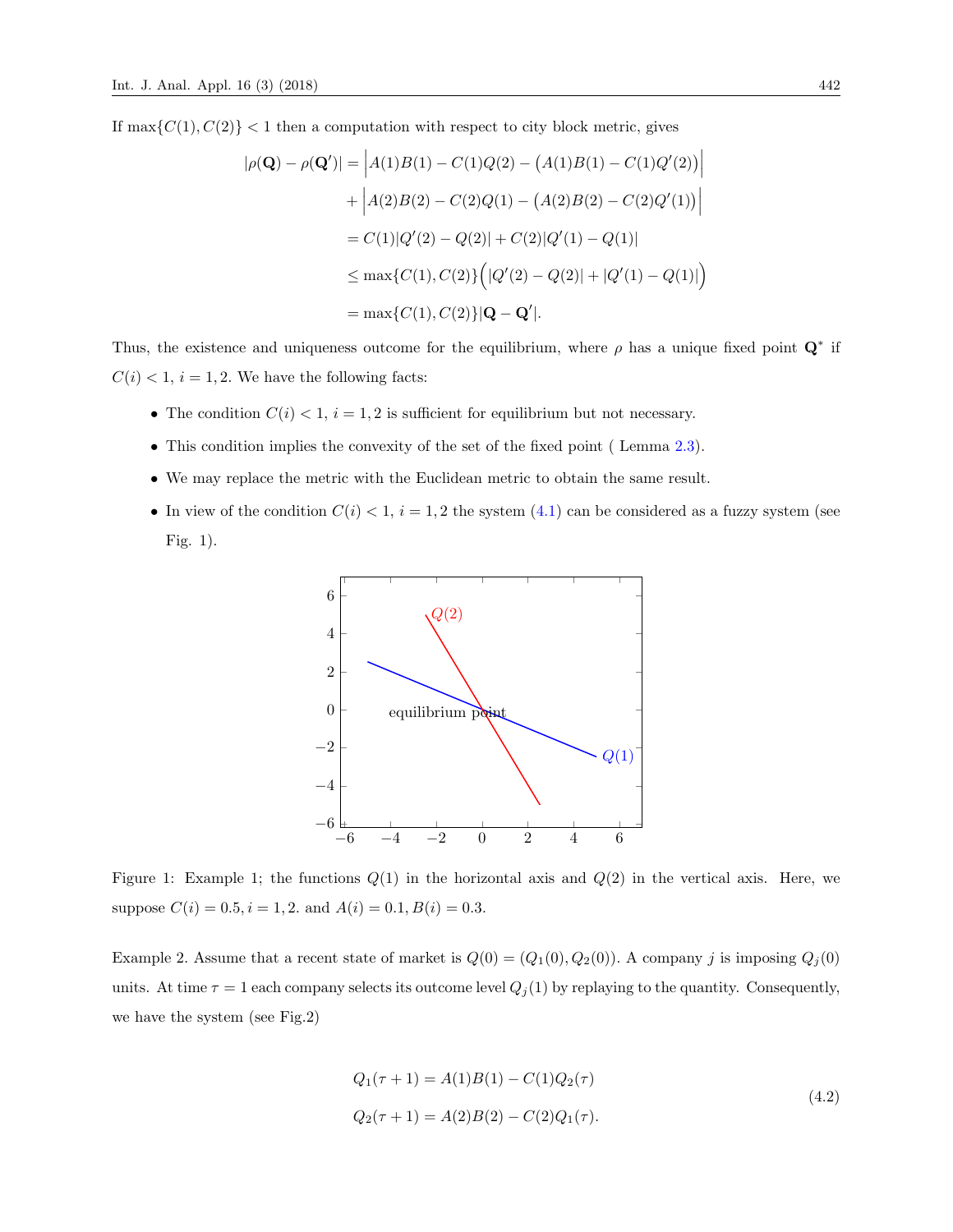If $\max\{C(1), C(2)\} < 1$ then a computation with respect to city block metric, gives

$$
\begin{aligned}
|\rho(\mathbf{Q}) - \rho(\mathbf{Q}')| &= \Big| A(1)B(1) - C(1)Q(2) - \big(A(1)B(1) - C(1)Q'(2)\big)\Big| \\
&\quad + \Big| A(2)B(2) - C(2)Q(1) - \big(A(2)B(2) - C(2)Q'(1)\big)\Big| \\
&= C(1)|Q'(2) - Q(2)| + C(2)|Q'(1) - Q(1)| \\
&\leq \max\{C(1), C(2)\}\Big(|Q'(2) - Q(2)| + |Q'(1) - Q(1)|\Big) \\
&= \max\{C(1), C(2)\}|\mathbf{Q} - \mathbf{Q}'|.
\end{aligned}
$$

Thus, the existence and uniqueness outcome for the equilibrium, where $\rho$ has a unique fixed point $\mathbf{Q}^*$ if $C(i) < 1$, $i = 1, 2$. We have the following facts:

- The condition $C(i) < 1$, $i = 1, 2$ is sufficient for equilibrium but not necessary.
- This condition implies the convexity of the set of the fixed point ( Lemma 2.3).
- We may replace the metric with the Euclidean metric to obtain the same result.
- In view of the condition $C(i) < 1$, $i = 1, 2$ the system (4.1) can be considered as a fuzzy system (see Fig. 1).

Figure 1: Example 1; the functions $Q(1)$ in the horizontal axis and $Q(2)$ in the vertical axis. Here, we suppose $C(i) = 0.5, i = 1, 2.$ and $A(i) = 0.1, B(i) = 0.3$.

Example 2. Assume that a recent state of market is $Q(0) = (Q_1(0), Q_2(0))$. A company $j$ is imposing $Q_j(0)$ units. At time $\tau = 1$ each company selects its outcome level $Q_j(1)$ by replaying to the quantity. Consequently, we have the system (see Fig.2)

$$
\begin{aligned}
Q_1(\tau + 1) &= A(1)B(1) - C(1)Q_2(\tau) \\
Q_2(\tau + 1) &= A(2)B(2) - C(2)Q_1(\tau).
\end{aligned}
\tag{4.2}
$$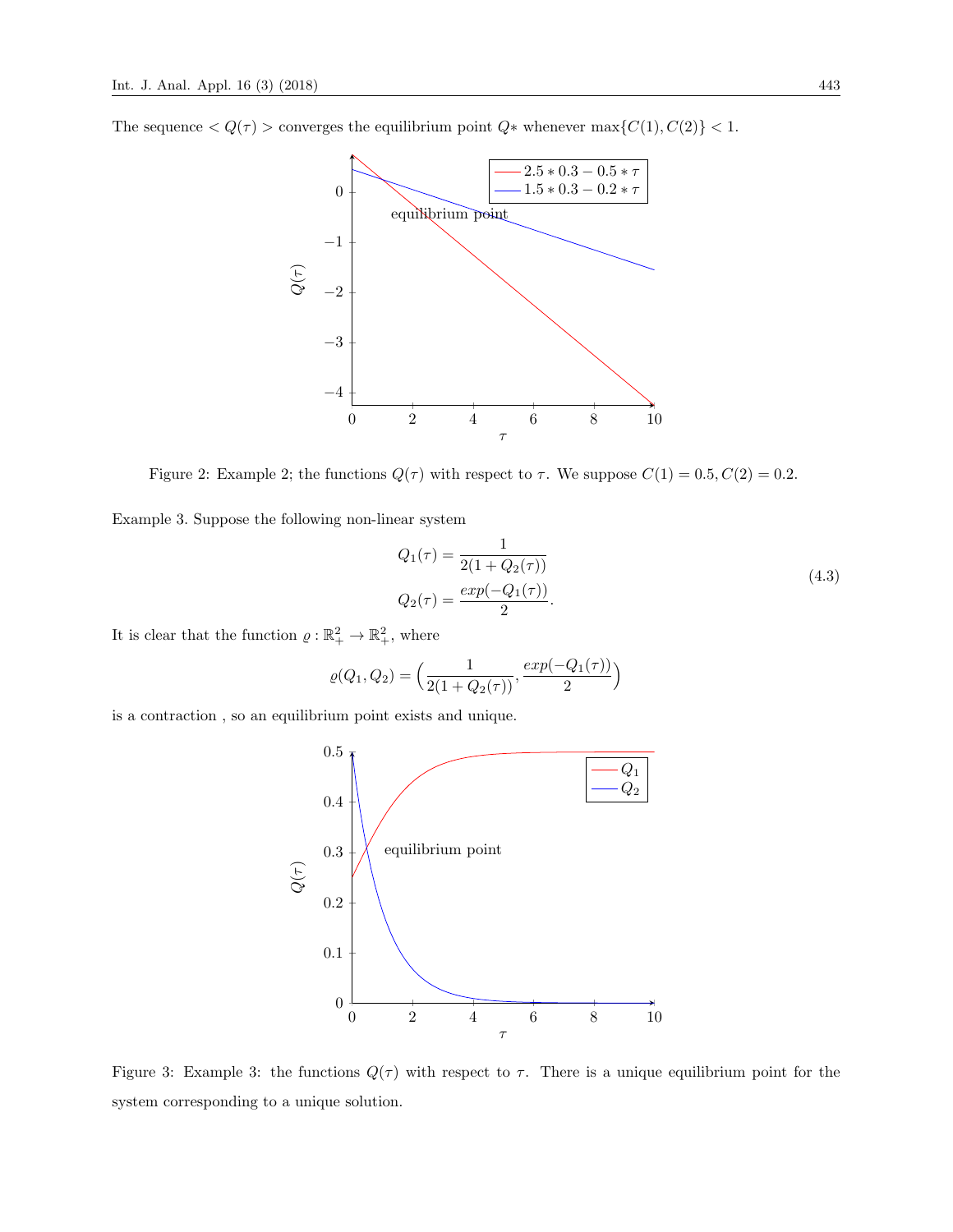The sequence $< Q(\tau) >$ converges the equilibrium point $Q*$ whenever $\max\{C(1), C(2)\} < 1$.

Figure 2: Example 2; the functions $Q(\tau)$ with respect to $\tau$. We suppose $C(1) = 0.5, C(2) = 0.2$.

Example 3. Suppose the following non-linear system

$$
\begin{aligned}
Q_1(\tau) &= \frac{1}{2(1 + Q_2(\tau))} \\
Q_2(\tau) &= \frac{exp(-Q_1(\tau))}{2}.
\end{aligned}
\tag{4.3}
$$

It is clear that the function $\varrho : \mathbb{R}_+^2 \to \mathbb{R}_+^2$, where

$$
\varrho(Q_1, Q_2) = \Big(\frac{1}{2(1 + Q_2(\tau))}, \frac{exp(-Q_1(\tau))}{2}\Big)
$$

is a contraction , so an equilibrium point exists and unique.

Figure 3: Example 3: the functions $Q(\tau)$ with respect to $\tau$. There is a unique equilibrium point for the system corresponding to a unique solution.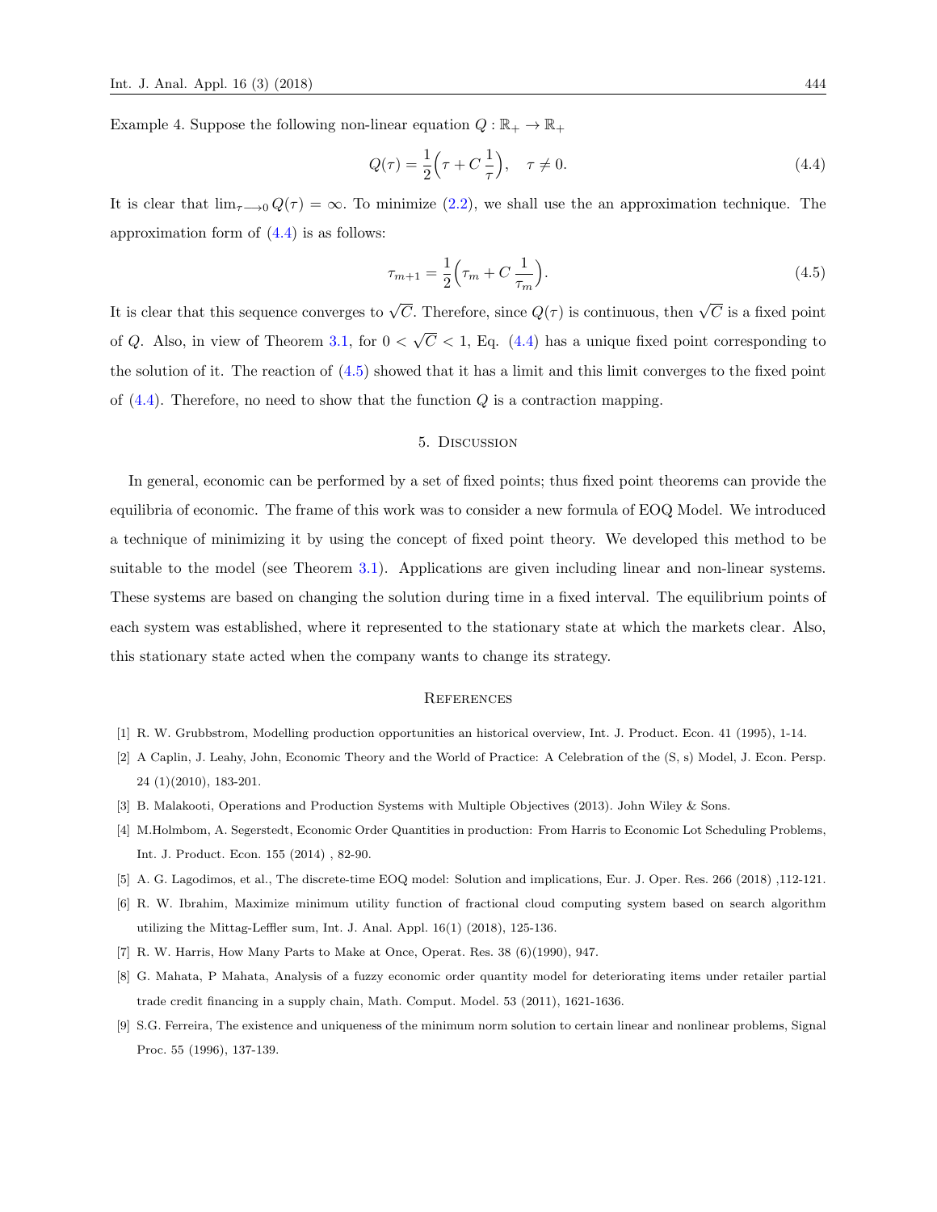Example 4. Suppose the following non-linear equation $Q : \mathbb{R}_+ \to \mathbb{R}_+$

$$Q(\tau) = \frac{1}{2}\Big(\tau + C\,\frac{1}{\tau}\Big), \quad \tau \neq 0. \tag{4.4}$$

It is clear that $\lim_{\tau \longrightarrow 0} Q(\tau) = \infty$. To minimize (2.2), we shall use the an approximation technique. The approximation form of (4.4) is as follows:

$$\tau_{m+1} = \frac{1}{2}\Big(\tau_m + C\,\frac{1}{\tau_m}\Big). \tag{4.5}$$

It is clear that this sequence converges to $\sqrt{C}$. Therefore, since $Q(\tau)$ is continuous, then $\sqrt{C}$ is a fixed point of $Q$. Also, in view of Theorem 3.1, for $0 < \sqrt{C} < 1$, Eq. (4.4) has a unique fixed point corresponding to the solution of it. The reaction of (4.5) showed that it has a limit and this limit converges to the fixed point of (4.4). Therefore, no need to show that the function $Q$ is a contraction mapping.

## 5. Discussion

In general, economic can be performed by a set of fixed points; thus fixed point theorems can provide the equilibria of economic. The frame of this work was to consider a new formula of EOQ Model. We introduced a technique of minimizing it by using the concept of fixed point theory. We developed this method to be suitable to the model (see Theorem 3.1). Applications are given including linear and non-linear systems. These systems are based on changing the solution during time in a fixed interval. The equilibrium points of each system was established, where it represented to the stationary state at which the markets clear. Also, this stationary state acted when the company wants to change its strategy.

## References

[1] R. W. Grubbstrom, Modelling production opportunities an historical overview, Int. J. Product. Econ. 41 (1995), 1-14.

[2] A Caplin, J. Leahy, John, Economic Theory and the World of Practice: A Celebration of the (S, s) Model, J. Econ. Persp. 24 (1)(2010), 183-201.

[3] B. Malakooti, Operations and Production Systems with Multiple Objectives (2013). John Wiley & Sons.

[4] M.Holmbom, A. Segerstedt, Economic Order Quantities in production: From Harris to Economic Lot Scheduling Problems, Int. J. Product. Econ. 155 (2014) , 82-90.

[5] A. G. Lagodimos, et al., The discrete-time EOQ model: Solution and implications, Eur. J. Oper. Res. 266 (2018) ,112-121.

[6] R. W. Ibrahim, Maximize minimum utility function of fractional cloud computing system based on search algorithm utilizing the Mittag-Leffler sum, Int. J. Anal. Appl. 16(1) (2018), 125-136.

[7] R. W. Harris, How Many Parts to Make at Once, Operat. Res. 38 (6)(1990), 947.

[8] G. Mahata, P Mahata, Analysis of a fuzzy economic order quantity model for deteriorating items under retailer partial trade credit financing in a supply chain, Math. Comput. Model. 53 (2011), 1621-1636.

[9] S.G. Ferreira, The existence and uniqueness of the minimum norm solution to certain linear and nonlinear problems, Signal Proc. 55 (1996), 137-139.